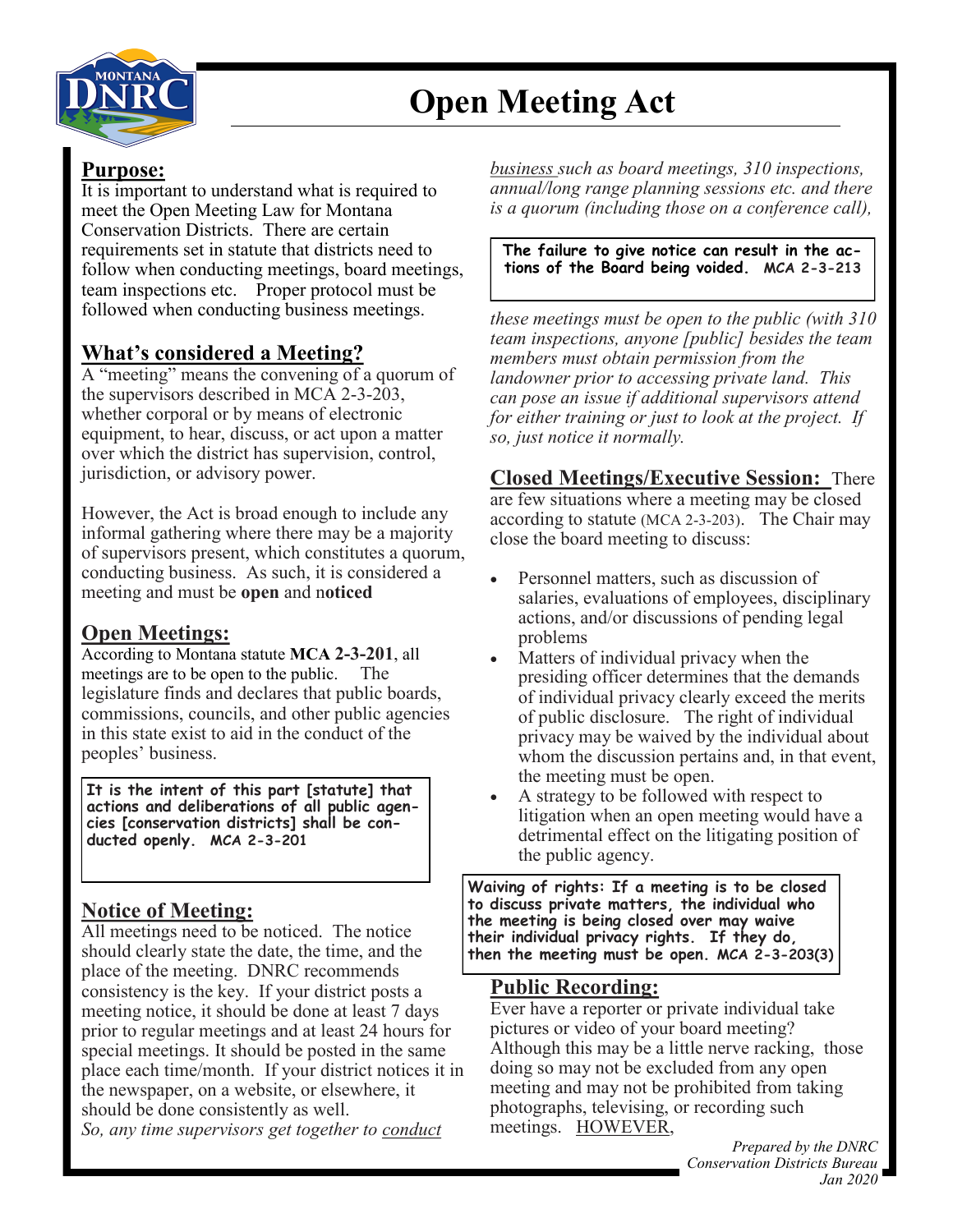# Open Meeting Act

## Purpose:

It is important to understand what is required to meet the Open Meeting Law for Montana Conservation Districts. There are certain requirements set in statute that districts need to follow when conducting meetings, board meetings, team inspections etc. Proper protocol must be followed when conducting business meetings.

## What's considered a Meeting?

A "meeting" means the convening of a quorum of the supervisors described in MCA 2-3-203, whether corporal or by means of electronic equipment, to hear, discuss, or act upon a matter over which the district has supervision, control, jurisdiction, or advisory power.

However, the Act is broad enough to include any informal gathering where there may be a majority of supervisors present, which constitutes a quorum, conducting business. As such, it is considered a meeting and must be **open** and n**oticed**

## Open Meetings:

According to Montana statute **MCA 2-3-201**, all meetings are to be open to the public. The legislature finds and declares that public boards, commissions, councils, and other public agencies in this state exist to aid in the conduct of the peoples' business.

> **It is the intent of this part [statute] that actions and deliberations of all public agencies [conservation districts] shall be conducted openly. MCA 2-3-201**

## Notice of Meeting:

All meetings need to be noticed. The notice should clearly state the date, the time, and the place of the meeting. DNRC recommends consistency is the key. If your district posts a meeting notice, it should be done at least 7 days prior to regular meetings and at least 24 hours for special meetings. It should be posted in the same place each time/month. If your district notices it in the newspaper, on a website, or elsewhere, it should be done consistently as well.

*So, any time supervisors get together to conduct business such as board meetings, 310 inspections, annual/long range planning sessions etc. and there is a quorum (including those on a conference call),*

> **The failure to give notice can result in the actions of the Board being voided. MCA 2-3-213**

*these meetings must be open to the public (with 310 team inspections, anyone [public] besides the team members must obtain permission from the landowner prior to accessing private land. This can pose an issue if additional supervisors attend for either training or just to look at the project. If so, just notice it normally.*

## Closed Meetings/Executive Session:

There are few situations where a meeting may be closed according to statute (MCA 2-3-203). The Chair may close the board meeting to discuss:

- Personnel matters, such as discussion of salaries, evaluations of employees, disciplinary actions, and/or discussions of pending legal problems
- Matters of individual privacy when the presiding officer determines that the demands of individual privacy clearly exceed the merits of public disclosure. The right of individual privacy may be waived by the individual about whom the discussion pertains and, in that event, the meeting must be open.
- A strategy to be followed with respect to litigation when an open meeting would have a detrimental effect on the litigating position of the public agency.

> **Waiving of rights: If a meeting is to be closed to discuss private matters, the individual who the meeting is being closed over may waive their individual privacy rights. If they do, then the meeting must be open. MCA 2-3-203(3)**

## Public Recording:

Ever have a reporter or private individual take pictures or video of your board meeting? Although this may be a little nerve racking, those doing so may not be excluded from any open meeting and may not be prohibited from taking photographs, televising, or recording such meetings. HOWEVER,

*Prepared by the DNRC Conservation Districts Bureau Jan 2020*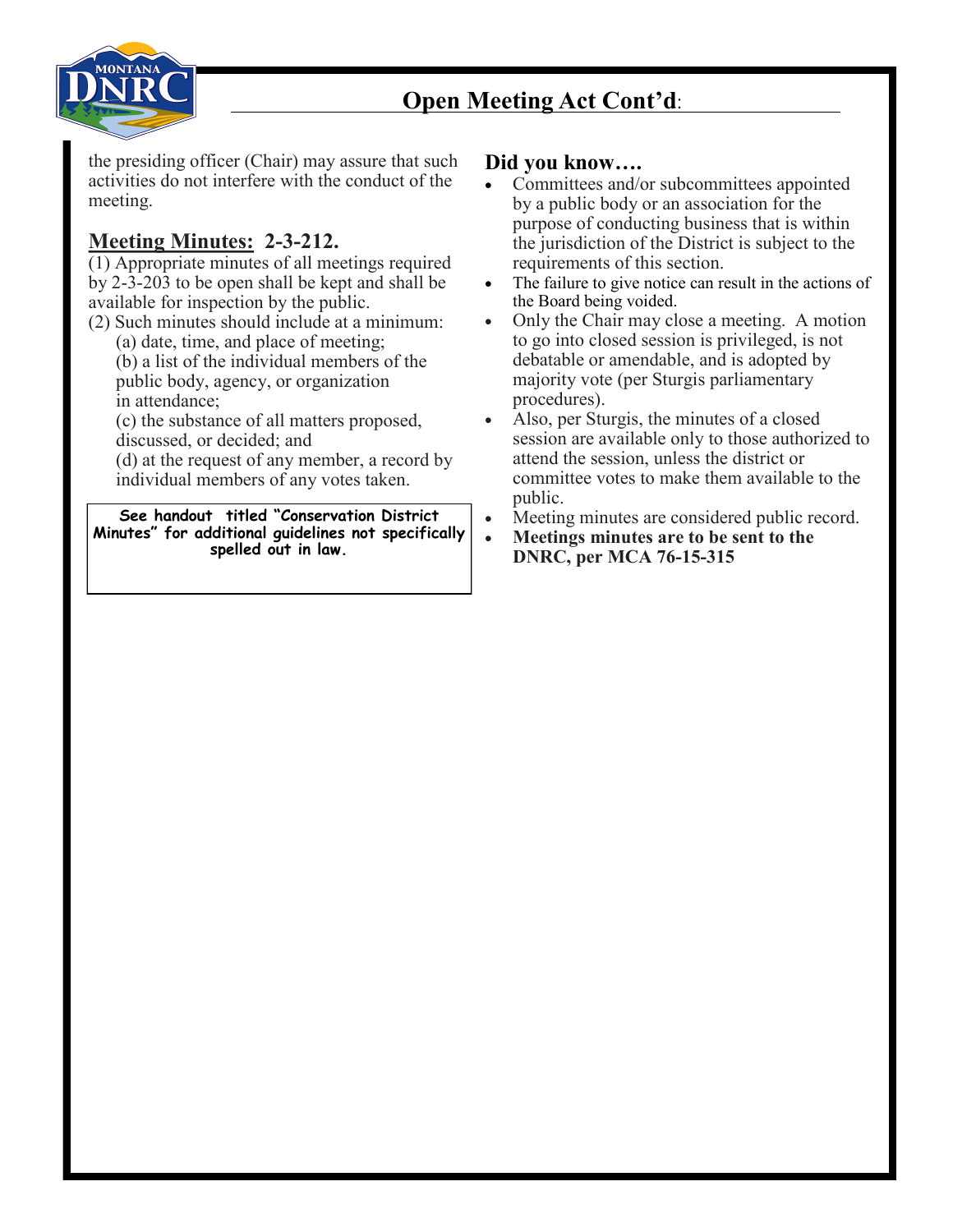## Open Meeting Act Cont'd:

the presiding officer (Chair) may assure that such activities do not interfere with the conduct of the meeting.

### Meeting Minutes: 2-3-212.

(1) Appropriate minutes of all meetings required by 2-3-203 to be open shall be kept and shall be available for inspection by the public.

(2) Such minutes should include at a minimum:

(a) date, time, and place of meeting;

(b) a list of the individual members of the public body, agency, or organization in attendance;

(c) the substance of all matters proposed, discussed, or decided; and

(d) at the request of any member, a record by individual members of any votes taken.

**See handout titled "Conservation District Minutes" for additional guidelines not specifically spelled out in law.**

### Did you know….

- Committees and/or subcommittees appointed by a public body or an association for the purpose of conducting business that is within the jurisdiction of the District is subject to the requirements of this section.
- The failure to give notice can result in the actions of the Board being voided.
- Only the Chair may close a meeting. A motion to go into closed session is privileged, is not debatable or amendable, and is adopted by majority vote (per Sturgis parliamentary procedures).
- Also, per Sturgis, the minutes of a closed session are available only to those authorized to attend the session, unless the district or committee votes to make them available to the public.
- Meeting minutes are considered public record.
- **Meetings minutes are to be sent to the DNRC, per MCA 76-15-315**